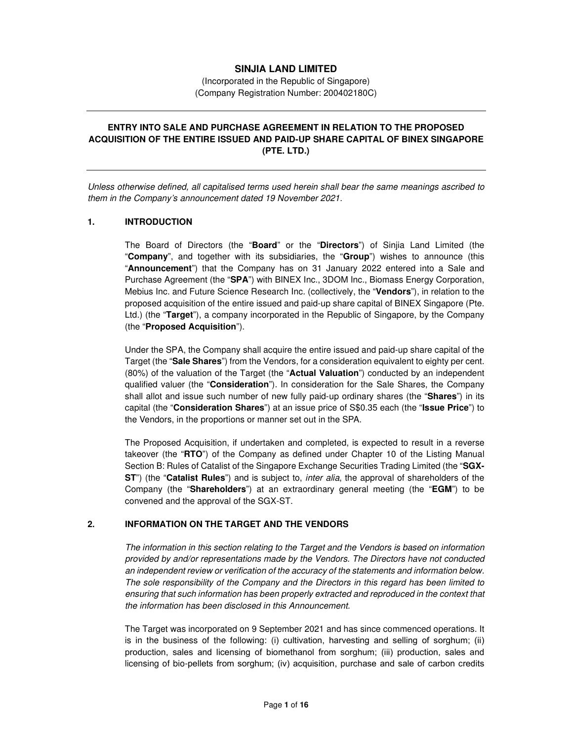**SINJIA LAND LIMITED**

(Incorporated in the Republic of Singapore)
(Company Registration Number: 200402180C)

---

**ENTRY INTO SALE AND PURCHASE AGREEMENT IN RELATION TO THE PROPOSED ACQUISITION OF THE ENTIRE ISSUED AND PAID-UP SHARE CAPITAL OF BINEX SINGAPORE (PTE. LTD.)**

---

*Unless otherwise defined, all capitalised terms used herein shall bear the same meanings ascribed to them in the Company's announcement dated 19 November 2021.*

## 1. INTRODUCTION

The Board of Directors (the "**Board**" or the "**Directors**") of Sinjia Land Limited (the "**Company**", and together with its subsidiaries, the "**Group**") wishes to announce (this "**Announcement**") that the Company has on 31 January 2022 entered into a Sale and Purchase Agreement (the "**SPA**") with BINEX Inc., 3DOM Inc., Biomass Energy Corporation, Mebius Inc. and Future Science Research Inc. (collectively, the "**Vendors**"), in relation to the proposed acquisition of the entire issued and paid-up share capital of BINEX Singapore (Pte. Ltd.) (the "**Target**"), a company incorporated in the Republic of Singapore, by the Company (the "**Proposed Acquisition**").

Under the SPA, the Company shall acquire the entire issued and paid-up share capital of the Target (the "**Sale Shares**") from the Vendors, for a consideration equivalent to eighty per cent. (80%) of the valuation of the Target (the "**Actual Valuation**") conducted by an independent qualified valuer (the "**Consideration**"). In consideration for the Sale Shares, the Company shall allot and issue such number of new fully paid-up ordinary shares (the "**Shares**") in its capital (the "**Consideration Shares**") at an issue price of S$0.35 each (the "**Issue Price**") to the Vendors, in the proportions or manner set out in the SPA.

The Proposed Acquisition, if undertaken and completed, is expected to result in a reverse takeover (the "**RTO**") of the Company as defined under Chapter 10 of the Listing Manual Section B: Rules of Catalist of the Singapore Exchange Securities Trading Limited (the "**SGX-ST**") (the "**Catalist Rules**") and is subject to, *inter alia*, the approval of shareholders of the Company (the "**Shareholders**") at an extraordinary general meeting (the "**EGM**") to be convened and the approval of the SGX-ST.

## 2. INFORMATION ON THE TARGET AND THE VENDORS

*The information in this section relating to the Target and the Vendors is based on information provided by and/or representations made by the Vendors. The Directors have not conducted an independent review or verification of the accuracy of the statements and information below. The sole responsibility of the Company and the Directors in this regard has been limited to ensuring that such information has been properly extracted and reproduced in the context that the information has been disclosed in this Announcement.*

The Target was incorporated on 9 September 2021 and has since commenced operations. It is in the business of the following: (i) cultivation, harvesting and selling of sorghum; (ii) production, sales and licensing of biomethanol from sorghum; (iii) production, sales and licensing of bio-pellets from sorghum; (iv) acquisition, purchase and sale of carbon credits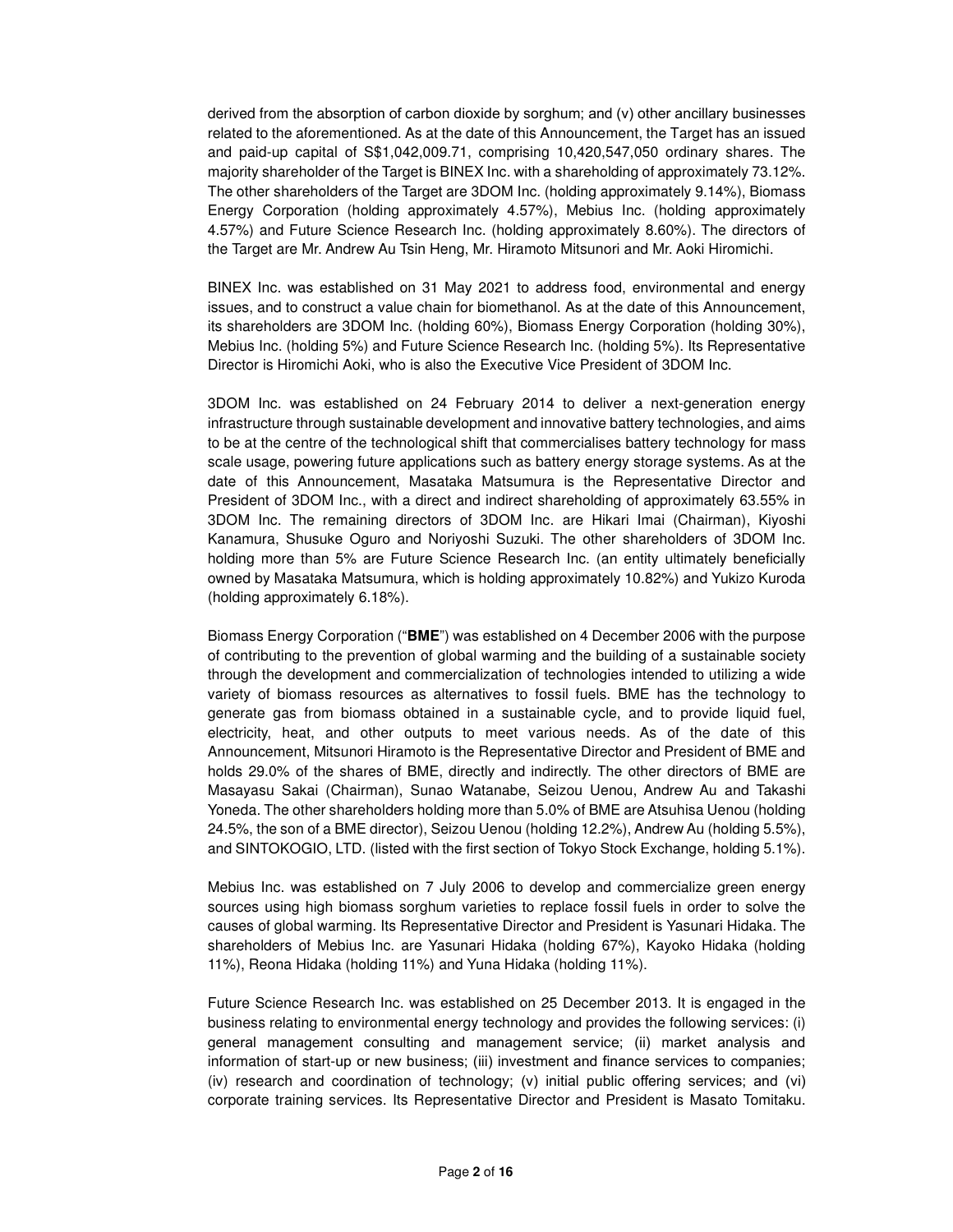derived from the absorption of carbon dioxide by sorghum; and (v) other ancillary businesses related to the aforementioned. As at the date of this Announcement, the Target has an issued and paid-up capital of S$1,042,009.71, comprising 10,420,547,050 ordinary shares. The majority shareholder of the Target is BINEX Inc. with a shareholding of approximately 73.12%. The other shareholders of the Target are 3DOM Inc. (holding approximately 9.14%), Biomass Energy Corporation (holding approximately 4.57%), Mebius Inc. (holding approximately 4.57%) and Future Science Research Inc. (holding approximately 8.60%). The directors of the Target are Mr. Andrew Au Tsin Heng, Mr. Hiramoto Mitsunori and Mr. Aoki Hiromichi.

BINEX Inc. was established on 31 May 2021 to address food, environmental and energy issues, and to construct a value chain for biomethanol. As at the date of this Announcement, its shareholders are 3DOM Inc. (holding 60%), Biomass Energy Corporation (holding 30%), Mebius Inc. (holding 5%) and Future Science Research Inc. (holding 5%). Its Representative Director is Hiromichi Aoki, who is also the Executive Vice President of 3DOM Inc.

3DOM Inc. was established on 24 February 2014 to deliver a next-generation energy infrastructure through sustainable development and innovative battery technologies, and aims to be at the centre of the technological shift that commercialises battery technology for mass scale usage, powering future applications such as battery energy storage systems. As at the date of this Announcement, Masataka Matsumura is the Representative Director and President of 3DOM Inc., with a direct and indirect shareholding of approximately 63.55% in 3DOM Inc. The remaining directors of 3DOM Inc. are Hikari Imai (Chairman), Kiyoshi Kanamura, Shusuke Oguro and Noriyoshi Suzuki. The other shareholders of 3DOM Inc. holding more than 5% are Future Science Research Inc. (an entity ultimately beneficially owned by Masataka Matsumura, which is holding approximately 10.82%) and Yukizo Kuroda (holding approximately 6.18%).

Biomass Energy Corporation ("**BME**") was established on 4 December 2006 with the purpose of contributing to the prevention of global warming and the building of a sustainable society through the development and commercialization of technologies intended to utilizing a wide variety of biomass resources as alternatives to fossil fuels. BME has the technology to generate gas from biomass obtained in a sustainable cycle, and to provide liquid fuel, electricity, heat, and other outputs to meet various needs. As of the date of this Announcement, Mitsunori Hiramoto is the Representative Director and President of BME and holds 29.0% of the shares of BME, directly and indirectly. The other directors of BME are Masayasu Sakai (Chairman), Sunao Watanabe, Seizou Uenou, Andrew Au and Takashi Yoneda. The other shareholders holding more than 5.0% of BME are Atsuhisa Uenou (holding 24.5%, the son of a BME director), Seizou Uenou (holding 12.2%), Andrew Au (holding 5.5%), and SINTOKOGIO, LTD. (listed with the first section of Tokyo Stock Exchange, holding 5.1%).

Mebius Inc. was established on 7 July 2006 to develop and commercialize green energy sources using high biomass sorghum varieties to replace fossil fuels in order to solve the causes of global warming. Its Representative Director and President is Yasunari Hidaka. The shareholders of Mebius Inc. are Yasunari Hidaka (holding 67%), Kayoko Hidaka (holding 11%), Reona Hidaka (holding 11%) and Yuna Hidaka (holding 11%).

Future Science Research Inc. was established on 25 December 2013. It is engaged in the business relating to environmental energy technology and provides the following services: (i) general management consulting and management service; (ii) market analysis and information of start-up or new business; (iii) investment and finance services to companies; (iv) research and coordination of technology; (v) initial public offering services; and (vi) corporate training services. Its Representative Director and President is Masato Tomitaku.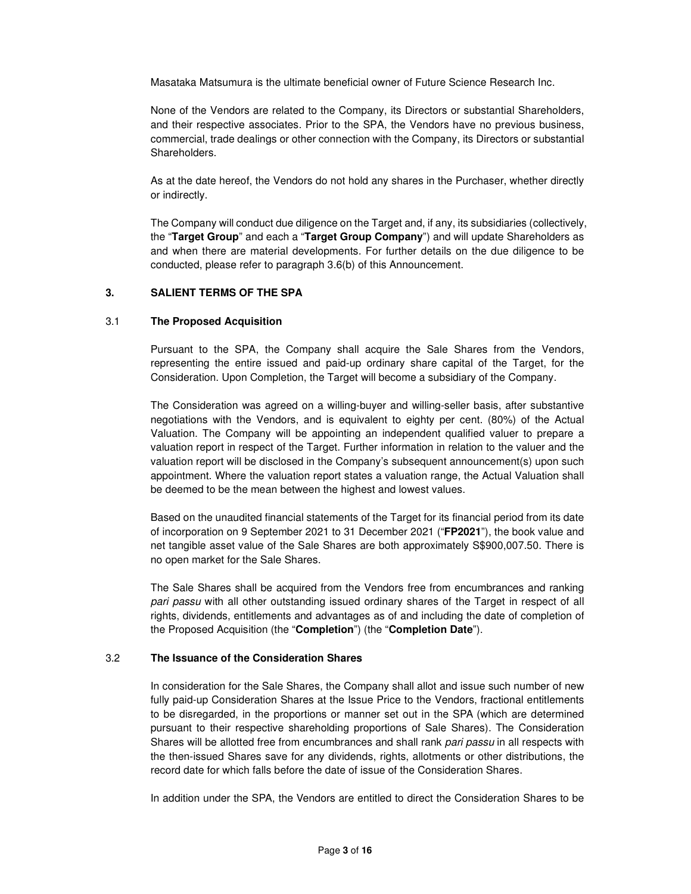Masataka Matsumura is the ultimate beneficial owner of Future Science Research Inc.

None of the Vendors are related to the Company, its Directors or substantial Shareholders, and their respective associates. Prior to the SPA, the Vendors have no previous business, commercial, trade dealings or other connection with the Company, its Directors or substantial Shareholders.

As at the date hereof, the Vendors do not hold any shares in the Purchaser, whether directly or indirectly.

The Company will conduct due diligence on the Target and, if any, its subsidiaries (collectively, the "**Target Group**" and each a "**Target Group Company**") and will update Shareholders as and when there are material developments. For further details on the due diligence to be conducted, please refer to paragraph 3.6(b) of this Announcement.

## 3. SALIENT TERMS OF THE SPA

### 3.1 The Proposed Acquisition

Pursuant to the SPA, the Company shall acquire the Sale Shares from the Vendors, representing the entire issued and paid-up ordinary share capital of the Target, for the Consideration. Upon Completion, the Target will become a subsidiary of the Company.

The Consideration was agreed on a willing-buyer and willing-seller basis, after substantive negotiations with the Vendors, and is equivalent to eighty per cent. (80%) of the Actual Valuation. The Company will be appointing an independent qualified valuer to prepare a valuation report in respect of the Target. Further information in relation to the valuer and the valuation report will be disclosed in the Company's subsequent announcement(s) upon such appointment. Where the valuation report states a valuation range, the Actual Valuation shall be deemed to be the mean between the highest and lowest values.

Based on the unaudited financial statements of the Target for its financial period from its date of incorporation on 9 September 2021 to 31 December 2021 ("**FP2021**"), the book value and net tangible asset value of the Sale Shares are both approximately S$900,007.50. There is no open market for the Sale Shares.

The Sale Shares shall be acquired from the Vendors free from encumbrances and ranking *pari passu* with all other outstanding issued ordinary shares of the Target in respect of all rights, dividends, entitlements and advantages as of and including the date of completion of the Proposed Acquisition (the "**Completion**") (the "**Completion Date**").

### 3.2 The Issuance of the Consideration Shares

In consideration for the Sale Shares, the Company shall allot and issue such number of new fully paid-up Consideration Shares at the Issue Price to the Vendors, fractional entitlements to be disregarded, in the proportions or manner set out in the SPA (which are determined pursuant to their respective shareholding proportions of Sale Shares). The Consideration Shares will be allotted free from encumbrances and shall rank *pari passu* in all respects with the then-issued Shares save for any dividends, rights, allotments or other distributions, the record date for which falls before the date of issue of the Consideration Shares.

In addition under the SPA, the Vendors are entitled to direct the Consideration Shares to be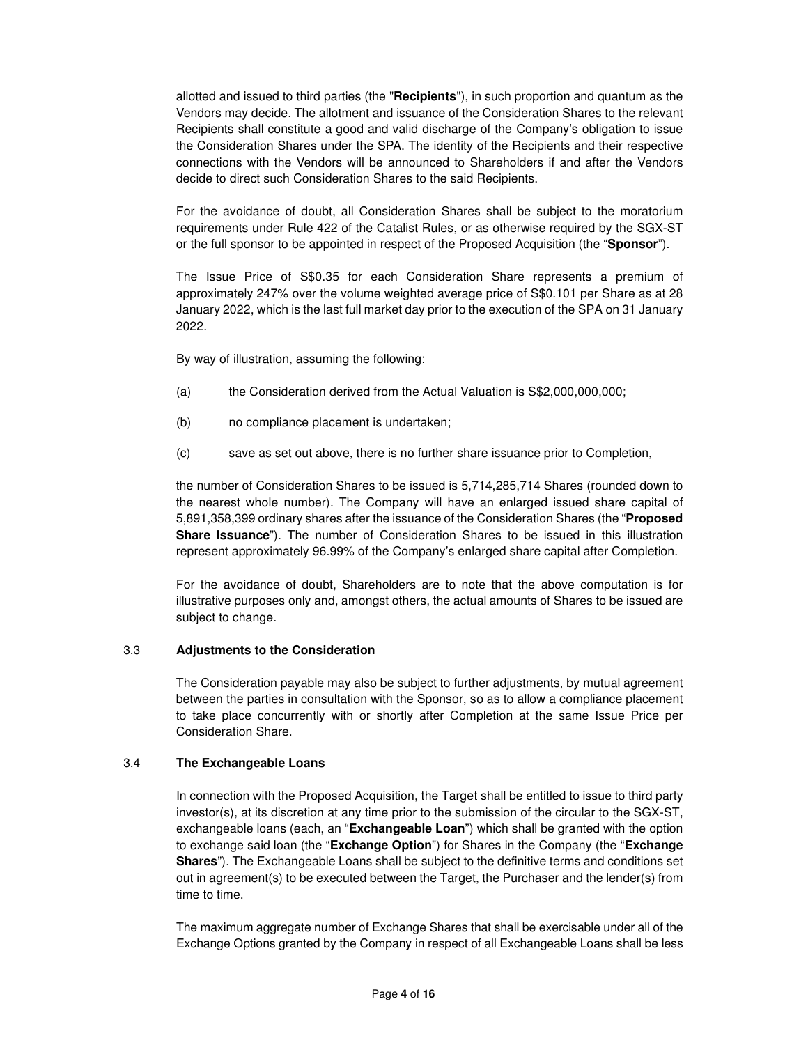allotted and issued to third parties (the "**Recipients**"), in such proportion and quantum as the Vendors may decide. The allotment and issuance of the Consideration Shares to the relevant Recipients shall constitute a good and valid discharge of the Company's obligation to issue the Consideration Shares under the SPA. The identity of the Recipients and their respective connections with the Vendors will be announced to Shareholders if and after the Vendors decide to direct such Consideration Shares to the said Recipients.

For the avoidance of doubt, all Consideration Shares shall be subject to the moratorium requirements under Rule 422 of the Catalist Rules, or as otherwise required by the SGX-ST or the full sponsor to be appointed in respect of the Proposed Acquisition (the "**Sponsor**").

The Issue Price of S$0.35 for each Consideration Share represents a premium of approximately 247% over the volume weighted average price of S$0.101 per Share as at 28 January 2022, which is the last full market day prior to the execution of the SPA on 31 January 2022.

By way of illustration, assuming the following:

(a) the Consideration derived from the Actual Valuation is S$2,000,000,000;

(b) no compliance placement is undertaken;

(c) save as set out above, there is no further share issuance prior to Completion,

the number of Consideration Shares to be issued is 5,714,285,714 Shares (rounded down to the nearest whole number). The Company will have an enlarged issued share capital of 5,891,358,399 ordinary shares after the issuance of the Consideration Shares (the "**Proposed Share Issuance**"). The number of Consideration Shares to be issued in this illustration represent approximately 96.99% of the Company's enlarged share capital after Completion.

For the avoidance of doubt, Shareholders are to note that the above computation is for illustrative purposes only and, amongst others, the actual amounts of Shares to be issued are subject to change.

### 3.3 Adjustments to the Consideration

The Consideration payable may also be subject to further adjustments, by mutual agreement between the parties in consultation with the Sponsor, so as to allow a compliance placement to take place concurrently with or shortly after Completion at the same Issue Price per Consideration Share.

### 3.4 The Exchangeable Loans

In connection with the Proposed Acquisition, the Target shall be entitled to issue to third party investor(s), at its discretion at any time prior to the submission of the circular to the SGX-ST, exchangeable loans (each, an "**Exchangeable Loan**") which shall be granted with the option to exchange said loan (the "**Exchange Option**") for Shares in the Company (the "**Exchange Shares**"). The Exchangeable Loans shall be subject to the definitive terms and conditions set out in agreement(s) to be executed between the Target, the Purchaser and the lender(s) from time to time.

The maximum aggregate number of Exchange Shares that shall be exercisable under all of the Exchange Options granted by the Company in respect of all Exchangeable Loans shall be less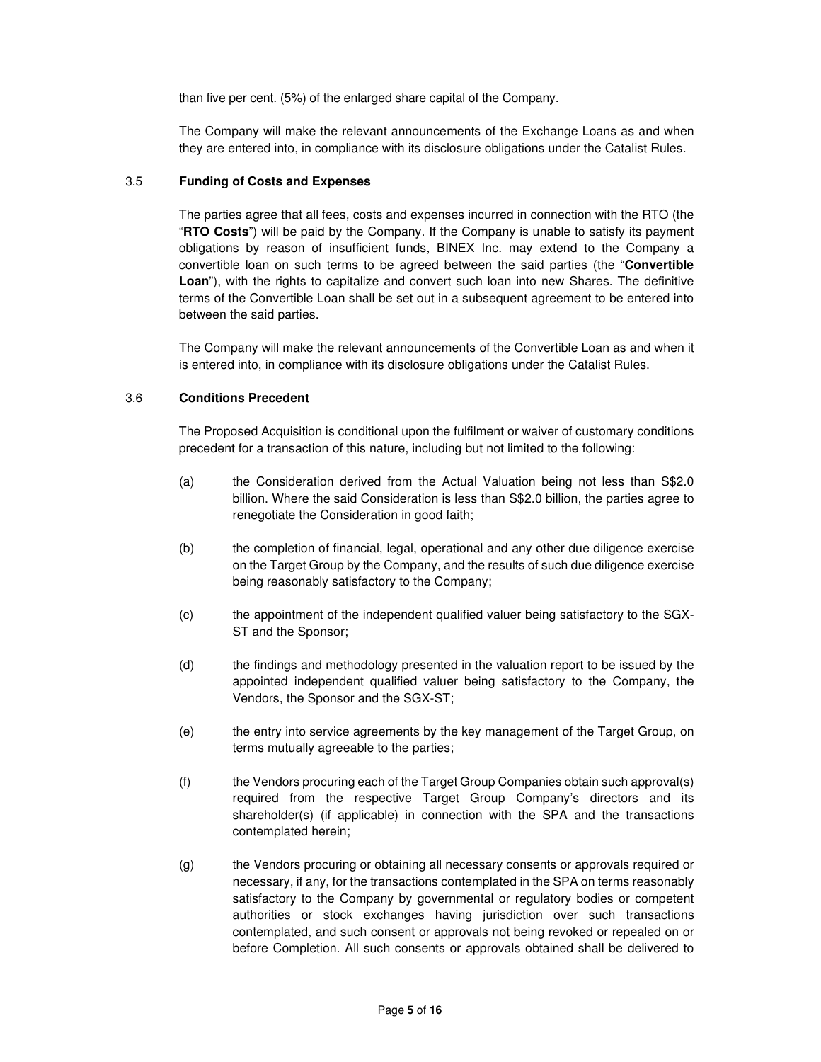than five per cent. (5%) of the enlarged share capital of the Company.

The Company will make the relevant announcements of the Exchange Loans as and when they are entered into, in compliance with its disclosure obligations under the Catalist Rules.

3.5 **Funding of Costs and Expenses**

The parties agree that all fees, costs and expenses incurred in connection with the RTO (the "**RTO Costs**") will be paid by the Company. If the Company is unable to satisfy its payment obligations by reason of insufficient funds, BINEX Inc. may extend to the Company a convertible loan on such terms to be agreed between the said parties (the "**Convertible Loan**"), with the rights to capitalize and convert such loan into new Shares. The definitive terms of the Convertible Loan shall be set out in a subsequent agreement to be entered into between the said parties.

The Company will make the relevant announcements of the Convertible Loan as and when it is entered into, in compliance with its disclosure obligations under the Catalist Rules.

3.6 **Conditions Precedent**

The Proposed Acquisition is conditional upon the fulfilment or waiver of customary conditions precedent for a transaction of this nature, including but not limited to the following:

(a) the Consideration derived from the Actual Valuation being not less than S$2.0 billion. Where the said Consideration is less than S$2.0 billion, the parties agree to renegotiate the Consideration in good faith;

(b) the completion of financial, legal, operational and any other due diligence exercise on the Target Group by the Company, and the results of such due diligence exercise being reasonably satisfactory to the Company;

(c) the appointment of the independent qualified valuer being satisfactory to the SGX-ST and the Sponsor;

(d) the findings and methodology presented in the valuation report to be issued by the appointed independent qualified valuer being satisfactory to the Company, the Vendors, the Sponsor and the SGX-ST;

(e) the entry into service agreements by the key management of the Target Group, on terms mutually agreeable to the parties;

(f) the Vendors procuring each of the Target Group Companies obtain such approval(s) required from the respective Target Group Company's directors and its shareholder(s) (if applicable) in connection with the SPA and the transactions contemplated herein;

(g) the Vendors procuring or obtaining all necessary consents or approvals required or necessary, if any, for the transactions contemplated in the SPA on terms reasonably satisfactory to the Company by governmental or regulatory bodies or competent authorities or stock exchanges having jurisdiction over such transactions contemplated, and such consent or approvals not being revoked or repealed on or before Completion. All such consents or approvals obtained shall be delivered to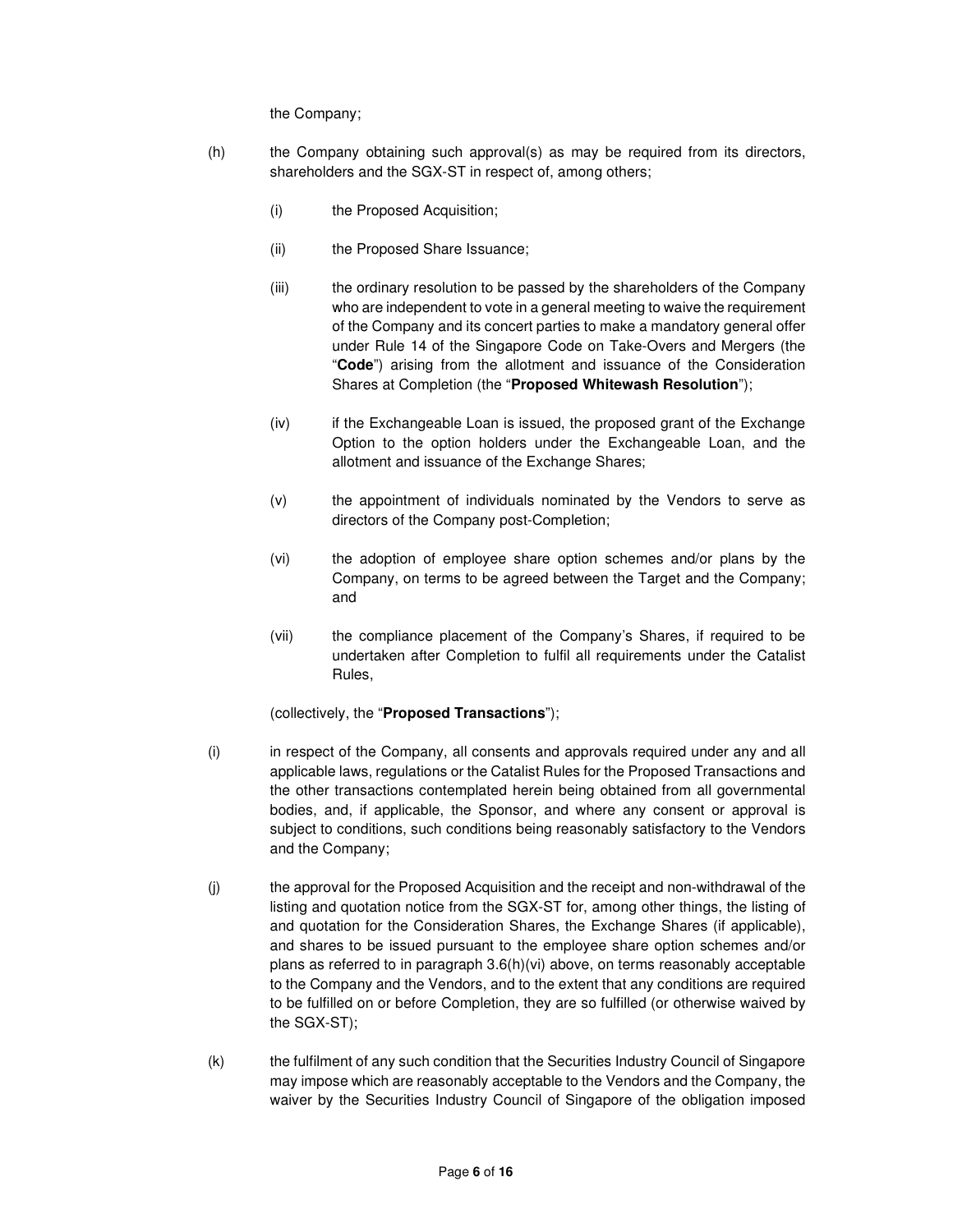the Company;

(h) the Company obtaining such approval(s) as may be required from its directors, shareholders and the SGX-ST in respect of, among others;

    (i) the Proposed Acquisition;

    (ii) the Proposed Share Issuance;

    (iii) the ordinary resolution to be passed by the shareholders of the Company who are independent to vote in a general meeting to waive the requirement of the Company and its concert parties to make a mandatory general offer under Rule 14 of the Singapore Code on Take-Overs and Mergers (the "**Code**") arising from the allotment and issuance of the Consideration Shares at Completion (the "**Proposed Whitewash Resolution**");

    (iv) if the Exchangeable Loan is issued, the proposed grant of the Exchange Option to the option holders under the Exchangeable Loan, and the allotment and issuance of the Exchange Shares;

    (v) the appointment of individuals nominated by the Vendors to serve as directors of the Company post-Completion;

    (vi) the adoption of employee share option schemes and/or plans by the Company, on terms to be agreed between the Target and the Company; and

    (vii) the compliance placement of the Company's Shares, if required to be undertaken after Completion to fulfil all requirements under the Catalist Rules,

    (collectively, the "**Proposed Transactions**");

(i) in respect of the Company, all consents and approvals required under any and all applicable laws, regulations or the Catalist Rules for the Proposed Transactions and the other transactions contemplated herein being obtained from all governmental bodies, and, if applicable, the Sponsor, and where any consent or approval is subject to conditions, such conditions being reasonably satisfactory to the Vendors and the Company;

(j) the approval for the Proposed Acquisition and the receipt and non-withdrawal of the listing and quotation notice from the SGX-ST for, among other things, the listing of and quotation for the Consideration Shares, the Exchange Shares (if applicable), and shares to be issued pursuant to the employee share option schemes and/or plans as referred to in paragraph 3.6(h)(vi) above, on terms reasonably acceptable to the Company and the Vendors, and to the extent that any conditions are required to be fulfilled on or before Completion, they are so fulfilled (or otherwise waived by the SGX-ST);

(k) the fulfilment of any such condition that the Securities Industry Council of Singapore may impose which are reasonably acceptable to the Vendors and the Company, the waiver by the Securities Industry Council of Singapore of the obligation imposed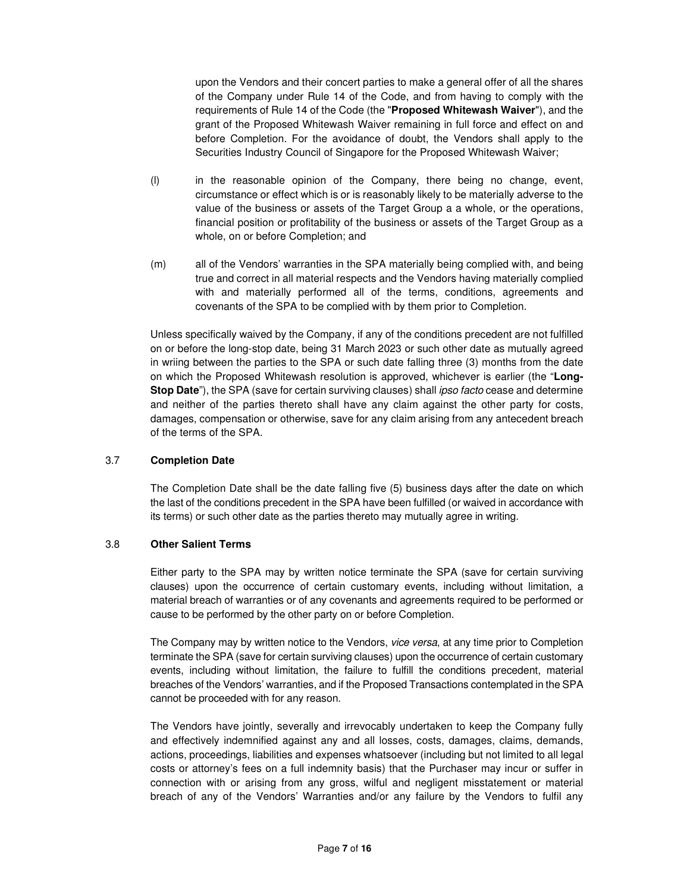upon the Vendors and their concert parties to make a general offer of all the shares of the Company under Rule 14 of the Code, and from having to comply with the requirements of Rule 14 of the Code (the "**Proposed Whitewash Waiver**"), and the grant of the Proposed Whitewash Waiver remaining in full force and effect on and before Completion. For the avoidance of doubt, the Vendors shall apply to the Securities Industry Council of Singapore for the Proposed Whitewash Waiver;

(l) in the reasonable opinion of the Company, there being no change, event, circumstance or effect which is or is reasonably likely to be materially adverse to the value of the business or assets of the Target Group a a whole, or the operations, financial position or profitability of the business or assets of the Target Group as a whole, on or before Completion; and

(m) all of the Vendors' warranties in the SPA materially being complied with, and being true and correct in all material respects and the Vendors having materially complied with and materially performed all of the terms, conditions, agreements and covenants of the SPA to be complied with by them prior to Completion.

Unless specifically waived by the Company, if any of the conditions precedent are not fulfilled on or before the long-stop date, being 31 March 2023 or such other date as mutually agreed in wriing between the parties to the SPA or such date falling three (3) months from the date on which the Proposed Whitewash resolution is approved, whichever is earlier (the "**Long-Stop Date**"), the SPA (save for certain surviving clauses) shall *ipso facto* cease and determine and neither of the parties thereto shall have any claim against the other party for costs, damages, compensation or otherwise, save for any claim arising from any antecedent breach of the terms of the SPA.

### 3.7 Completion Date

The Completion Date shall be the date falling five (5) business days after the date on which the last of the conditions precedent in the SPA have been fulfilled (or waived in accordance with its terms) or such other date as the parties thereto may mutually agree in writing.

### 3.8 Other Salient Terms

Either party to the SPA may by written notice terminate the SPA (save for certain surviving clauses) upon the occurrence of certain customary events, including without limitation, a material breach of warranties or of any covenants and agreements required to be performed or cause to be performed by the other party on or before Completion.

The Company may by written notice to the Vendors, *vice versa*, at any time prior to Completion terminate the SPA (save for certain surviving clauses) upon the occurrence of certain customary events, including without limitation, the failure to fulfill the conditions precedent, material breaches of the Vendors' warranties, and if the Proposed Transactions contemplated in the SPA cannot be proceeded with for any reason.

The Vendors have jointly, severally and irrevocably undertaken to keep the Company fully and effectively indemnified against any and all losses, costs, damages, claims, demands, actions, proceedings, liabilities and expenses whatsoever (including but not limited to all legal costs or attorney's fees on a full indemnity basis) that the Purchaser may incur or suffer in connection with or arising from any gross, wilful and negligent misstatement or material breach of any of the Vendors' Warranties and/or any failure by the Vendors to fulfil any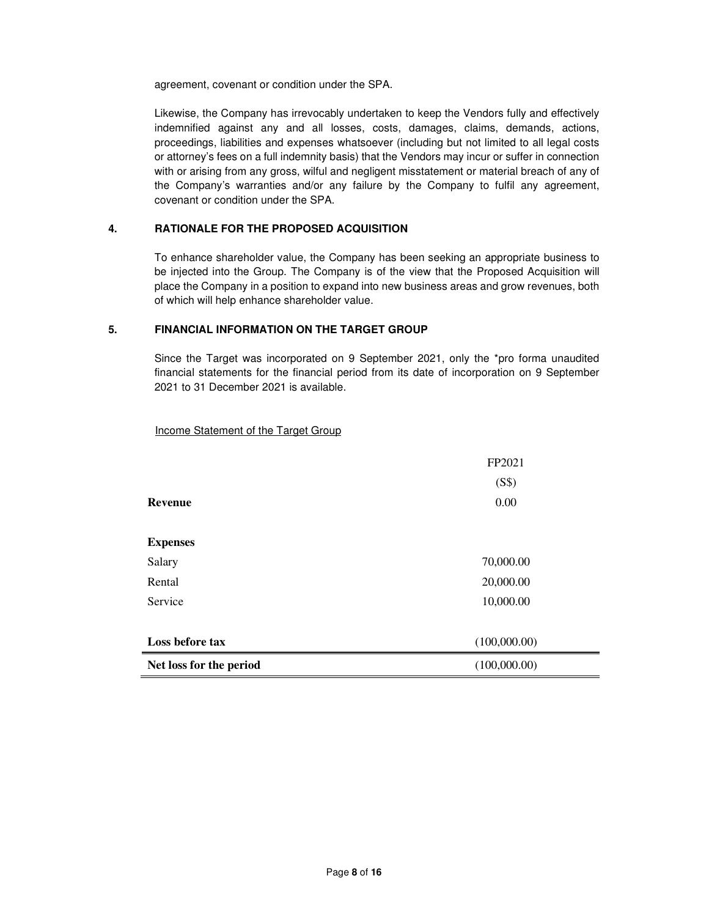agreement, covenant or condition under the SPA.

Likewise, the Company has irrevocably undertaken to keep the Vendors fully and effectively indemnified against any and all losses, costs, damages, claims, demands, actions, proceedings, liabilities and expenses whatsoever (including but not limited to all legal costs or attorney's fees on a full indemnity basis) that the Vendors may incur or suffer in connection with or arising from any gross, wilful and negligent misstatement or material breach of any of the Company's warranties and/or any failure by the Company to fulfil any agreement, covenant or condition under the SPA.

## 4. RATIONALE FOR THE PROPOSED ACQUISITION

To enhance shareholder value, the Company has been seeking an appropriate business to be injected into the Group. The Company is of the view that the Proposed Acquisition will place the Company in a position to expand into new business areas and grow revenues, both of which will help enhance shareholder value.

## 5. FINANCIAL INFORMATION ON THE TARGET GROUP

Since the Target was incorporated on 9 September 2021, only the *pro forma unaudited financial statements for the financial period from its date of incorporation on 9 September 2021 to 31 December 2021 is available.

Income Statement of the Target Group

| | FP2021<br>(S$) |
|---|---|
| **Revenue** | 0.00 |
| | |
| **Expenses** | |
| Salary | 70,000.00 |
| Rental | 20,000.00 |
| Service | 10,000.00 |
| | |
| **Loss before tax** | (100,000.00) |
| **Net loss for the period** | (100,000.00) |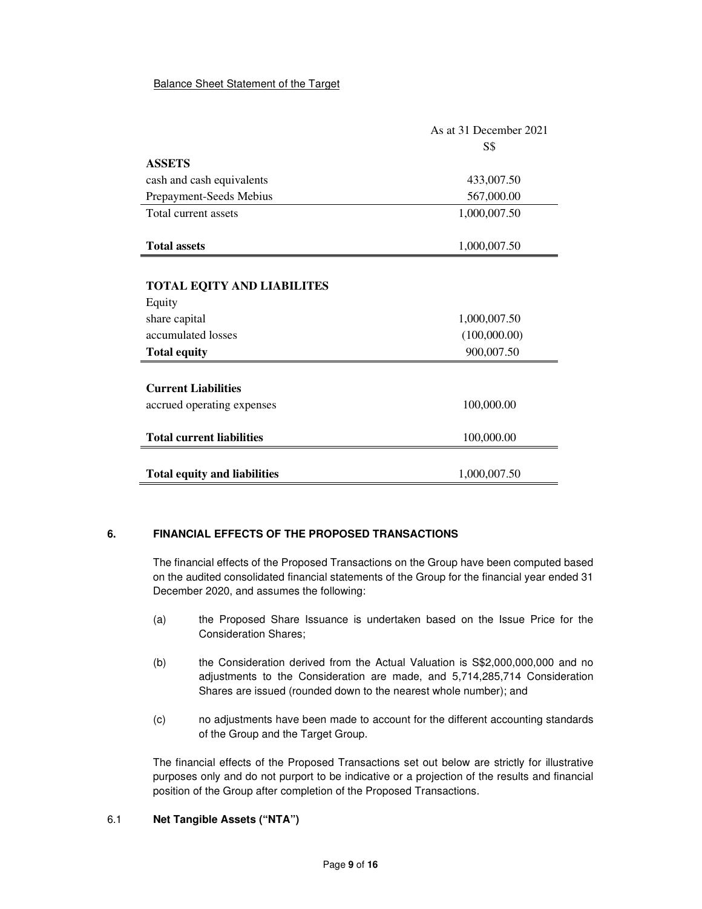Balance Sheet Statement of the Target

| | As at 31 December 2021 |
|---|---|
| | S$ |
| **ASSETS** | |
| cash and cash equivalents | 433,007.50 |
| Prepayment-Seeds Mebius | 567,000.00 |
| Total current assets | 1,000,007.50 |
| **Total assets** | 1,000,007.50 |
| **TOTAL EQITY AND LIABILITES** | |
| Equity | |
| share capital | 1,000,007.50 |
| accumulated losses | (100,000.00) |
| **Total equity** | 900,007.50 |
| **Current Liabilities** | |
| accrued operating expenses | 100,000.00 |
| **Total current liabilities** | 100,000.00 |
| **Total equity and liabilities** | 1,000,007.50 |

## 6. FINANCIAL EFFECTS OF THE PROPOSED TRANSACTIONS

The financial effects of the Proposed Transactions on the Group have been computed based on the audited consolidated financial statements of the Group for the financial year ended 31 December 2020, and assumes the following:

(a) the Proposed Share Issuance is undertaken based on the Issue Price for the Consideration Shares;

(b) the Consideration derived from the Actual Valuation is S$2,000,000,000 and no adjustments to the Consideration are made, and 5,714,285,714 Consideration Shares are issued (rounded down to the nearest whole number); and

(c) no adjustments have been made to account for the different accounting standards of the Group and the Target Group.

The financial effects of the Proposed Transactions set out below are strictly for illustrative purposes only and do not purport to be indicative or a projection of the results and financial position of the Group after completion of the Proposed Transactions.

### 6.1 Net Tangible Assets ("NTA")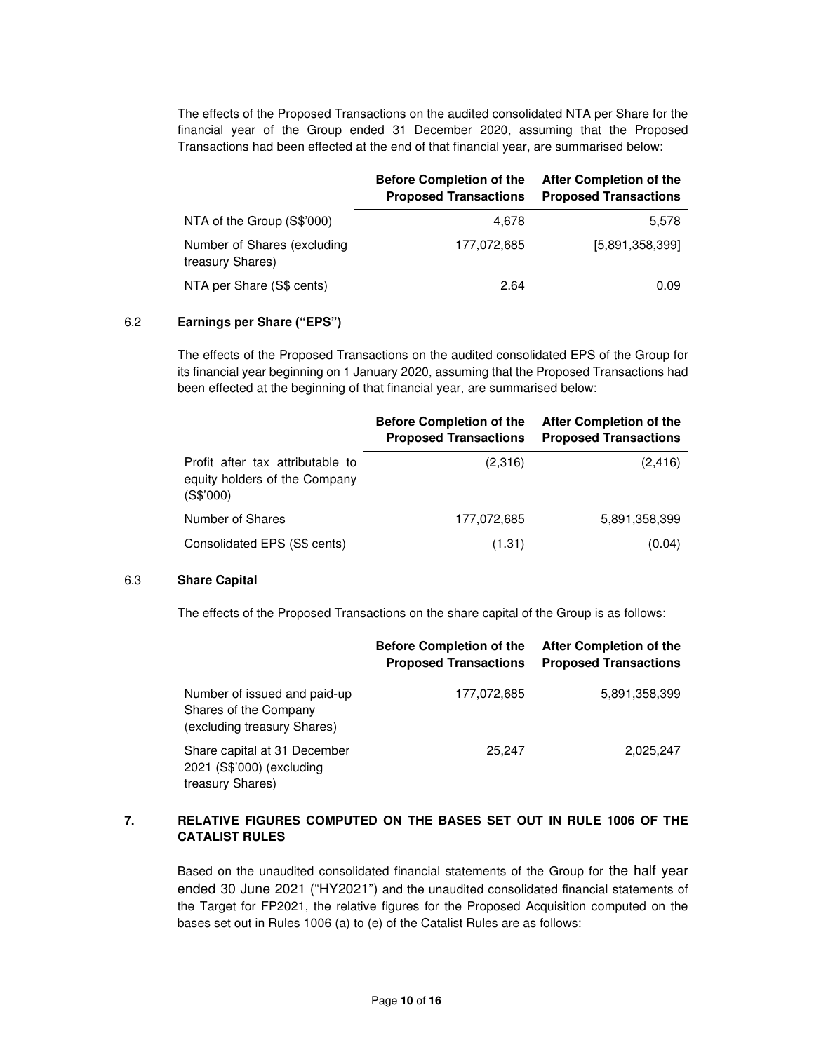The effects of the Proposed Transactions on the audited consolidated NTA per Share for the financial year of the Group ended 31 December 2020, assuming that the Proposed Transactions had been effected at the end of that financial year, are summarised below:

| | Before Completion of the Proposed Transactions | After Completion of the Proposed Transactions |
|---|---|---|
| NTA of the Group (S$'000) | 4,678 | 5,578 |
| Number of Shares (excluding treasury Shares) | 177,072,685 | [5,891,358,399] |
| NTA per Share (S$ cents) | 2.64 | 0.09 |

### 6.2 Earnings per Share ("EPS")

The effects of the Proposed Transactions on the audited consolidated EPS of the Group for its financial year beginning on 1 January 2020, assuming that the Proposed Transactions had been effected at the beginning of that financial year, are summarised below:

| | Before Completion of the Proposed Transactions | After Completion of the Proposed Transactions |
|---|---|---|
| Profit after tax attributable to equity holders of the Company (S$'000) | (2,316) | (2,416) |
| Number of Shares | 177,072,685 | 5,891,358,399 |
| Consolidated EPS (S$ cents) | (1.31) | (0.04) |

### 6.3 Share Capital

The effects of the Proposed Transactions on the share capital of the Group is as follows:

| | Before Completion of the Proposed Transactions | After Completion of the Proposed Transactions |
|---|---|---|
| Number of issued and paid-up Shares of the Company (excluding treasury Shares) | 177,072,685 | 5,891,358,399 |
| Share capital at 31 December 2021 (S$'000) (excluding treasury Shares) | 25,247 | 2,025,247 |

## 7. RELATIVE FIGURES COMPUTED ON THE BASES SET OUT IN RULE 1006 OF THE CATALIST RULES

Based on the unaudited consolidated financial statements of the Group for the half year ended 30 June 2021 ("HY2021") and the unaudited consolidated financial statements of the Target for FP2021, the relative figures for the Proposed Acquisition computed on the bases set out in Rules 1006 (a) to (e) of the Catalist Rules are as follows: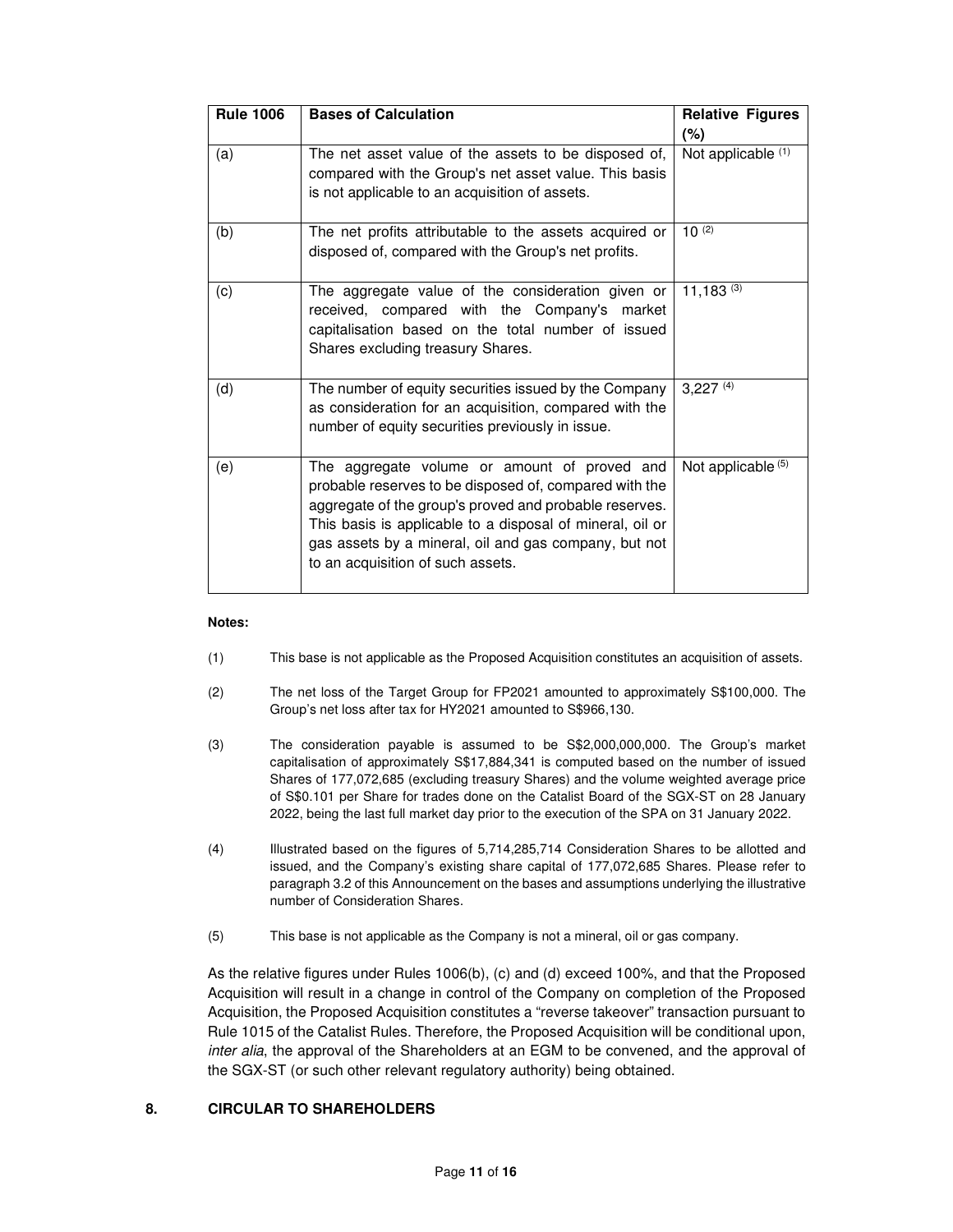| Rule 1006 | Bases of Calculation | Relative Figures (%) |
|---|---|---|
| (a) | The net asset value of the assets to be disposed of, compared with the Group's net asset value. This basis is not applicable to an acquisition of assets. | Not applicable [(1)] |
| (b) | The net profits attributable to the assets acquired or disposed of, compared with the Group's net profits. | 10 [(2)] |
| (c) | The aggregate value of the consideration given or received, compared with the Company's market capitalisation based on the total number of issued Shares excluding treasury Shares. | 11,183 [(3)] |
| (d) | The number of equity securities issued by the Company as consideration for an acquisition, compared with the number of equity securities previously in issue. | 3,227 [(4)] |
| (e) | The aggregate volume or amount of proved and probable reserves to be disposed of, compared with the aggregate of the group's proved and probable reserves. This basis is applicable to a disposal of mineral, oil or gas assets by a mineral, oil and gas company, but not to an acquisition of such assets. | Not applicable [(5)] |

**Notes:**

(1) This base is not applicable as the Proposed Acquisition constitutes an acquisition of assets.

(2) The net loss of the Target Group for FP2021 amounted to approximately S$100,000. The Group's net loss after tax for HY2021 amounted to S$966,130.

(3) The consideration payable is assumed to be S$2,000,000,000. The Group's market capitalisation of approximately S$17,884,341 is computed based on the number of issued Shares of 177,072,685 (excluding treasury Shares) and the volume weighted average price of S$0.101 per Share for trades done on the Catalist Board of the SGX-ST on 28 January 2022, being the last full market day prior to the execution of the SPA on 31 January 2022.

(4) Illustrated based on the figures of 5,714,285,714 Consideration Shares to be allotted and issued, and the Company's existing share capital of 177,072,685 Shares. Please refer to paragraph 3.2 of this Announcement on the bases and assumptions underlying the illustrative number of Consideration Shares.

(5) This base is not applicable as the Company is not a mineral, oil or gas company.

As the relative figures under Rules 1006(b), (c) and (d) exceed 100%, and that the Proposed Acquisition will result in a change in control of the Company on completion of the Proposed Acquisition, the Proposed Acquisition constitutes a "reverse takeover" transaction pursuant to Rule 1015 of the Catalist Rules. Therefore, the Proposed Acquisition will be conditional upon, *inter alia*, the approval of the Shareholders at an EGM to be convened, and the approval of the SGX-ST (or such other relevant regulatory authority) being obtained.

## 8. CIRCULAR TO SHAREHOLDERS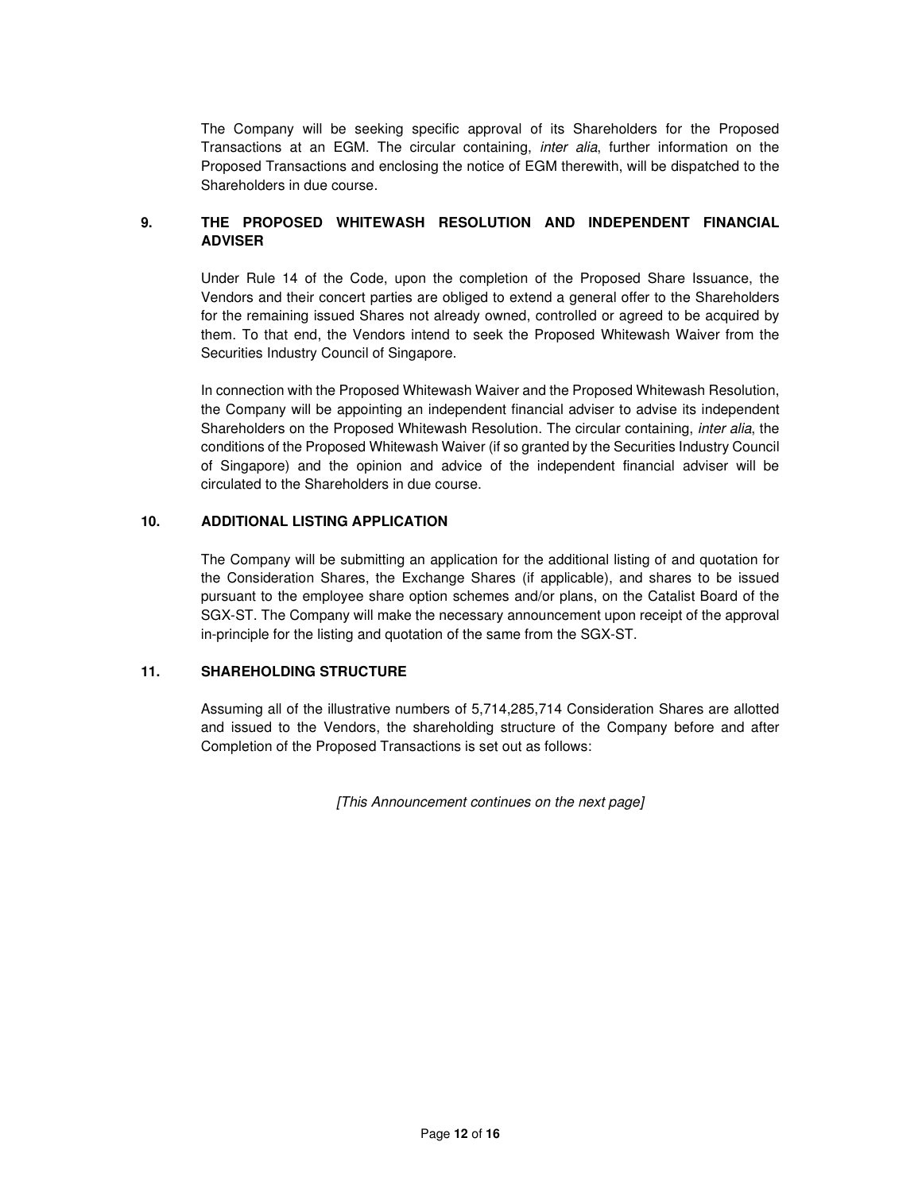The Company will be seeking specific approval of its Shareholders for the Proposed Transactions at an EGM. The circular containing, *inter alia*, further information on the Proposed Transactions and enclosing the notice of EGM therewith, will be dispatched to the Shareholders in due course.

## 9. THE PROPOSED WHITEWASH RESOLUTION AND INDEPENDENT FINANCIAL ADVISER

Under Rule 14 of the Code, upon the completion of the Proposed Share Issuance, the Vendors and their concert parties are obliged to extend a general offer to the Shareholders for the remaining issued Shares not already owned, controlled or agreed to be acquired by them. To that end, the Vendors intend to seek the Proposed Whitewash Waiver from the Securities Industry Council of Singapore.

In connection with the Proposed Whitewash Waiver and the Proposed Whitewash Resolution, the Company will be appointing an independent financial adviser to advise its independent Shareholders on the Proposed Whitewash Resolution. The circular containing, *inter alia*, the conditions of the Proposed Whitewash Waiver (if so granted by the Securities Industry Council of Singapore) and the opinion and advice of the independent financial adviser will be circulated to the Shareholders in due course.

## 10. ADDITIONAL LISTING APPLICATION

The Company will be submitting an application for the additional listing of and quotation for the Consideration Shares, the Exchange Shares (if applicable), and shares to be issued pursuant to the employee share option schemes and/or plans, on the Catalist Board of the SGX-ST. The Company will make the necessary announcement upon receipt of the approval in-principle for the listing and quotation of the same from the SGX-ST.

## 11. SHAREHOLDING STRUCTURE

Assuming all of the illustrative numbers of 5,714,285,714 Consideration Shares are allotted and issued to the Vendors, the shareholding structure of the Company before and after Completion of the Proposed Transactions is set out as follows:

*[This Announcement continues on the next page]*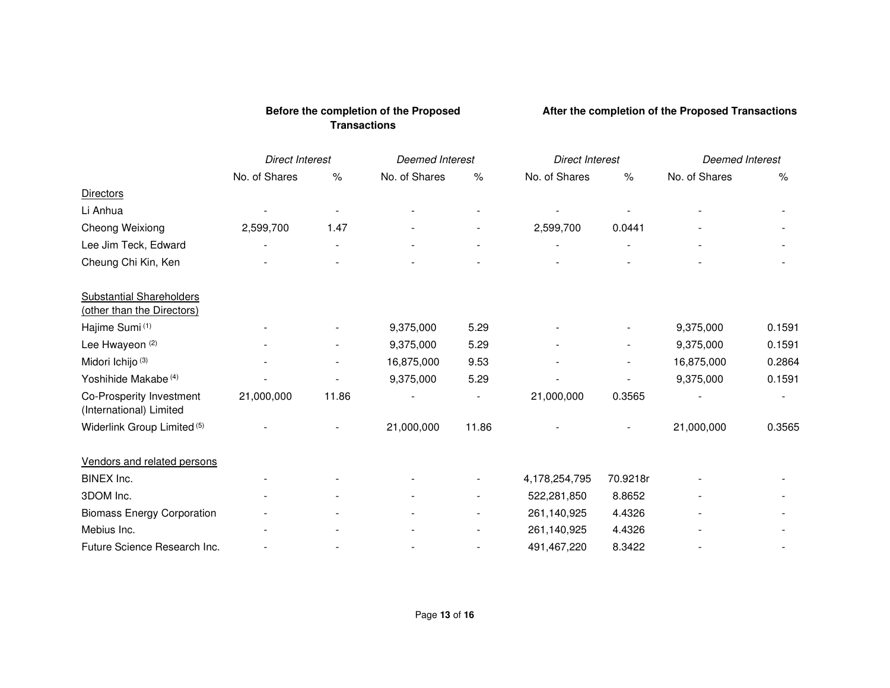| | Before the completion of the Proposed Transactions | | | | After the completion of the Proposed Transactions | | | |
|---|---|---|---|---|---|---|---|---|
| | *Direct Interest* | | *Deemed Interest* | | *Direct Interest* | | *Deemed Interest* | |
| | No. of Shares | % | No. of Shares | % | No. of Shares | % | No. of Shares | % |
| Directors | | | | | | | | |
| Li Anhua | - | - | - | - | - | - | - | - |
| Cheong Weixiong | 2,599,700 | 1.47 | - | - | 2,599,700 | 0.0441 | - | - |
| Lee Jim Teck, Edward | - | - | - | - | - | - | - | - |
| Cheung Chi Kin, Ken | - | - | - | - | - | - | - | - |
| Substantial Shareholders (other than the Directors) | | | | | | | | |
| Hajime Sumi [(1)] | - | - | 9,375,000 | 5.29 | - | - | 9,375,000 | 0.1591 |
| Lee Hwayeon [(2)] | - | - | 9,375,000 | 5.29 | - | - | 9,375,000 | 0.1591 |
| Midori Ichijo [(3)] | - | - | 16,875,000 | 9.53 | - | - | 16,875,000 | 0.2864 |
| Yoshihide Makabe [(4)] | - | - | 9,375,000 | 5.29 | - | - | 9,375,000 | 0.1591 |
| Co-Prosperity Investment (International) Limited | 21,000,000 | 11.86 | - | - | 21,000,000 | 0.3565 | - | - |
| Widerlink Group Limited [(5)] | - | - | 21,000,000 | 11.86 | - | - | 21,000,000 | 0.3565 |
| Vendors and related persons | | | | | | | | |
| BINEX Inc. | - | - | - | - | 4,178,254,795 | 70.9218r | - | - |
| 3DOM Inc. | - | - | - | - | 522,281,850 | 8.8652 | - | - |
| Biomass Energy Corporation | - | - | - | - | 261,140,925 | 4.4326 | - | - |
| Mebius Inc. | - | - | - | - | 261,140,925 | 4.4326 | - | - |
| Future Science Research Inc. | - | - | - | - | 491,467,220 | 8.3422 | - | - |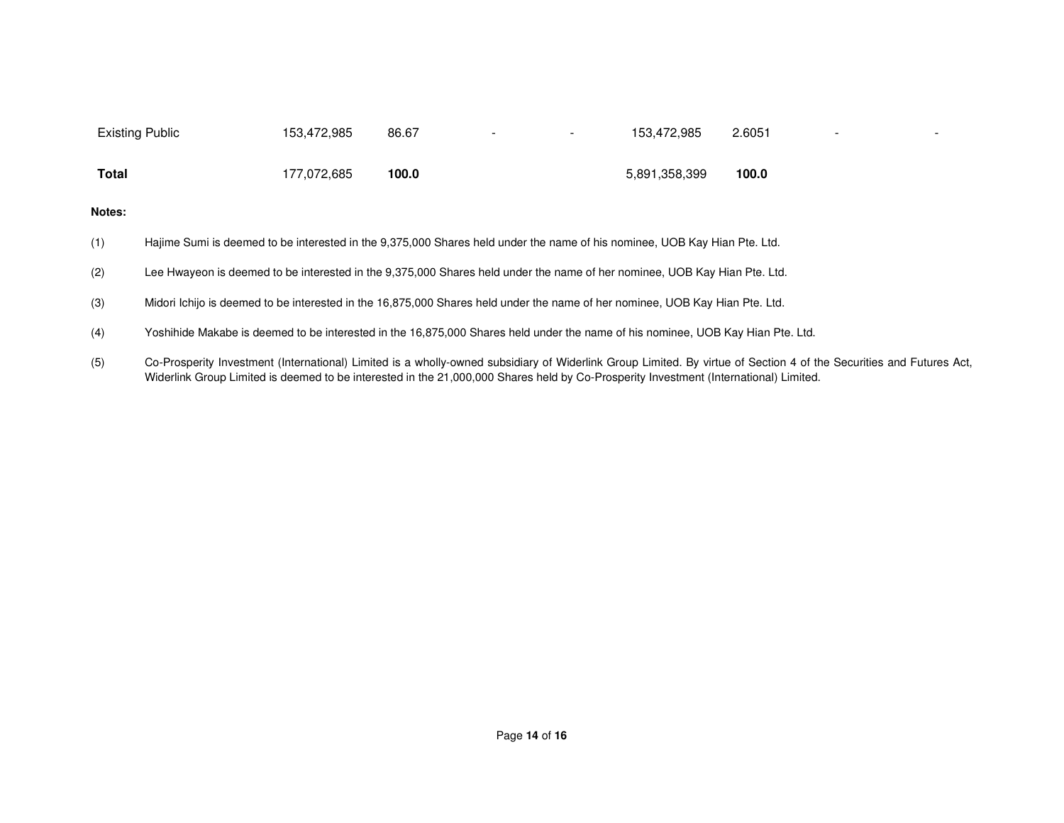| | | | | | | | | |
|---|---|---|---|---|---|---|---|---|
| Existing Public | 153,472,985 | 86.67 | - | - | 153,472,985 | 2.6051 | - | - |
| **Total** | 177,072,685 | **100.0** | | | 5,891,358,399 | **100.0** | | |

**Notes:**

(1) Hajime Sumi is deemed to be interested in the 9,375,000 Shares held under the name of his nominee, UOB Kay Hian Pte. Ltd.

(2) Lee Hwayeon is deemed to be interested in the 9,375,000 Shares held under the name of her nominee, UOB Kay Hian Pte. Ltd.

(3) Midori Ichijo is deemed to be interested in the 16,875,000 Shares held under the name of her nominee, UOB Kay Hian Pte. Ltd.

(4) Yoshihide Makabe is deemed to be interested in the 16,875,000 Shares held under the name of his nominee, UOB Kay Hian Pte. Ltd.

(5) Co-Prosperity Investment (International) Limited is a wholly-owned subsidiary of Widerlink Group Limited. By virtue of Section 4 of the Securities and Futures Act, Widerlink Group Limited is deemed to be interested in the 21,000,000 Shares held by Co-Prosperity Investment (International) Limited.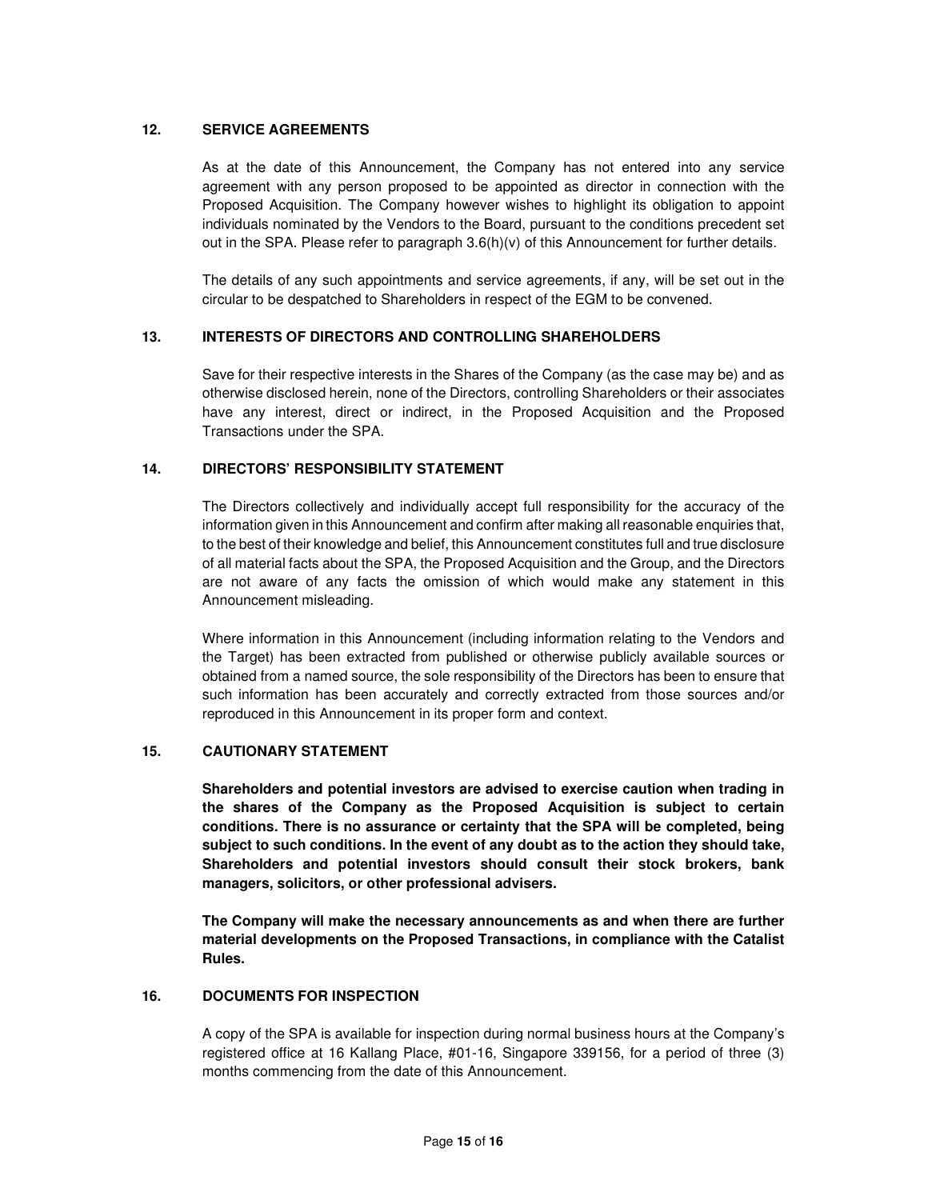## 12. SERVICE AGREEMENTS

As at the date of this Announcement, the Company has not entered into any service agreement with any person proposed to be appointed as director in connection with the Proposed Acquisition. The Company however wishes to highlight its obligation to appoint individuals nominated by the Vendors to the Board, pursuant to the conditions precedent set out in the SPA. Please refer to paragraph 3.6(h)(v) of this Announcement for further details.

The details of any such appointments and service agreements, if any, will be set out in the circular to be despatched to Shareholders in respect of the EGM to be convened.

## 13. INTERESTS OF DIRECTORS AND CONTROLLING SHAREHOLDERS

Save for their respective interests in the Shares of the Company (as the case may be) and as otherwise disclosed herein, none of the Directors, controlling Shareholders or their associates have any interest, direct or indirect, in the Proposed Acquisition and the Proposed Transactions under the SPA.

## 14. DIRECTORS' RESPONSIBILITY STATEMENT

The Directors collectively and individually accept full responsibility for the accuracy of the information given in this Announcement and confirm after making all reasonable enquiries that, to the best of their knowledge and belief, this Announcement constitutes full and true disclosure of all material facts about the SPA, the Proposed Acquisition and the Group, and the Directors are not aware of any facts the omission of which would make any statement in this Announcement misleading.

Where information in this Announcement (including information relating to the Vendors and the Target) has been extracted from published or otherwise publicly available sources or obtained from a named source, the sole responsibility of the Directors has been to ensure that such information has been accurately and correctly extracted from those sources and/or reproduced in this Announcement in its proper form and context.

## 15. CAUTIONARY STATEMENT

**Shareholders and potential investors are advised to exercise caution when trading in the shares of the Company as the Proposed Acquisition is subject to certain conditions. There is no assurance or certainty that the SPA will be completed, being subject to such conditions. In the event of any doubt as to the action they should take, Shareholders and potential investors should consult their stock brokers, bank managers, solicitors, or other professional advisers.**

**The Company will make the necessary announcements as and when there are further material developments on the Proposed Transactions, in compliance with the Catalist Rules.**

## 16. DOCUMENTS FOR INSPECTION

A copy of the SPA is available for inspection during normal business hours at the Company's registered office at 16 Kallang Place, #01-16, Singapore 339156, for a period of three (3) months commencing from the date of this Announcement.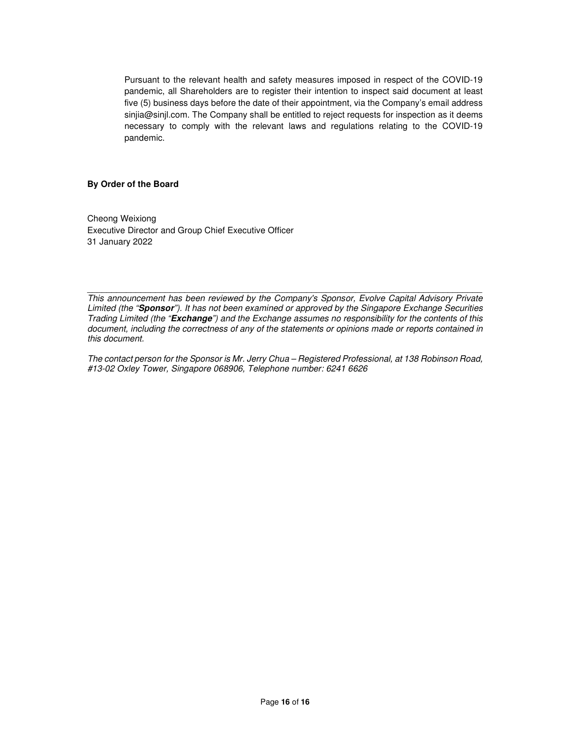Pursuant to the relevant health and safety measures imposed in respect of the COVID-19 pandemic, all Shareholders are to register their intention to inspect said document at least five (5) business days before the date of their appointment, via the Company's email address sinjia@sinjl.com. The Company shall be entitled to reject requests for inspection as it deems necessary to comply with the relevant laws and regulations relating to the COVID-19 pandemic.

**By Order of the Board**

Cheong Weixiong
Executive Director and Group Chief Executive Officer
31 January 2022

---

*This announcement has been reviewed by the Company's Sponsor, Evolve Capital Advisory Private Limited (the "**Sponsor**"). It has not been examined or approved by the Singapore Exchange Securities Trading Limited (the "**Exchange**") and the Exchange assumes no responsibility for the contents of this document, including the correctness of any of the statements or opinions made or reports contained in this document.*

*The contact person for the Sponsor is Mr. Jerry Chua – Registered Professional, at 138 Robinson Road, #13-02 Oxley Tower, Singapore 068906, Telephone number: 6241 6626*